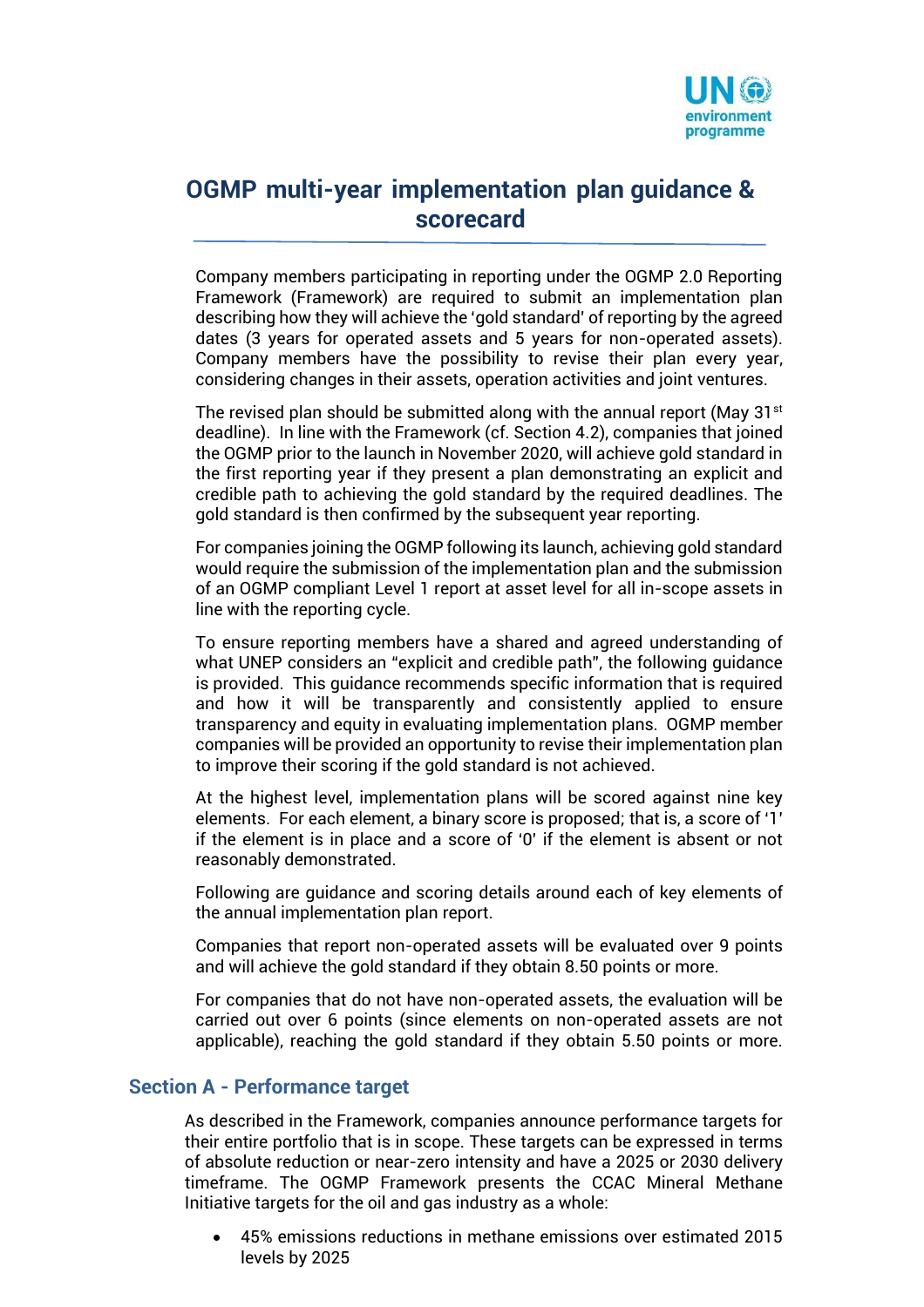# OGMP multi-year implementation plan guidance & scorecard

Company members participating in reporting under the OGMP 2.0 Reporting Framework (Framework) are required to submit an implementation plan describing how they will achieve the 'gold standard' of reporting by the agreed dates (3 years for operated assets and 5 years for non-operated assets). Company members have the possibility to revise their plan every year, considering changes in their assets, operation activities and joint ventures.

The revised plan should be submitted along with the annual report (May 31st deadline). In line with the Framework (cf. Section 4.2), companies that joined the OGMP prior to the launch in November 2020, will achieve gold standard in the first reporting year if they present a plan demonstrating an explicit and credible path to achieving the gold standard by the required deadlines. The gold standard is then confirmed by the subsequent year reporting.

For companies joining the OGMP following its launch, achieving gold standard would require the submission of the implementation plan and the submission of an OGMP compliant Level 1 report at asset level for all in-scope assets in line with the reporting cycle.

To ensure reporting members have a shared and agreed understanding of what UNEP considers an "explicit and credible path", the following guidance is provided. This guidance recommends specific information that is required and how it will be transparently and consistently applied to ensure transparency and equity in evaluating implementation plans. OGMP member companies will be provided an opportunity to revise their implementation plan to improve their scoring if the gold standard is not achieved.

At the highest level, implementation plans will be scored against nine key elements. For each element, a binary score is proposed; that is, a score of '1' if the element is in place and a score of '0' if the element is absent or not reasonably demonstrated.

Following are guidance and scoring details around each of key elements of the annual implementation plan report.

Companies that report non-operated assets will be evaluated over 9 points and will achieve the gold standard if they obtain 8.50 points or more.

For companies that do not have non-operated assets, the evaluation will be carried out over 6 points (since elements on non-operated assets are not applicable), reaching the gold standard if they obtain 5.50 points or more.

## Section A - Performance target

As described in the Framework, companies announce performance targets for their entire portfolio that is in scope. These targets can be expressed in terms of absolute reduction or near-zero intensity and have a 2025 or 2030 delivery timeframe. The OGMP Framework presents the CCAC Mineral Methane Initiative targets for the oil and gas industry as a whole:

- 45% emissions reductions in methane emissions over estimated 2015 levels by 2025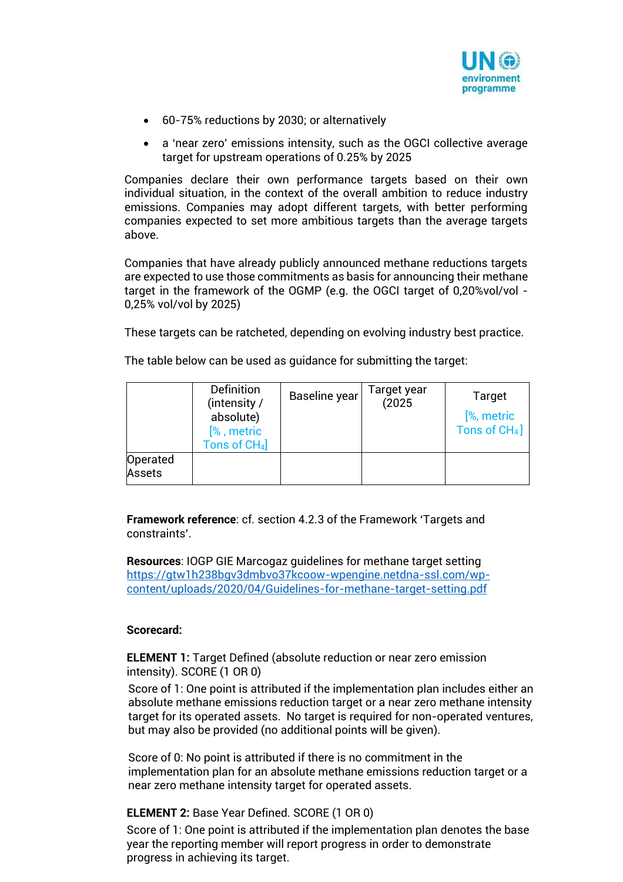- 60-75% reductions by 2030; or alternatively
- a 'near zero' emissions intensity, such as the OGCI collective average target for upstream operations of 0.25% by 2025

Companies declare their own performance targets based on their own individual situation, in the context of the overall ambition to reduce industry emissions. Companies may adopt different targets, with better performing companies expected to set more ambitious targets than the average targets above.

Companies that have already publicly announced methane reductions targets are expected to use those commitments as basis for announcing their methane target in the framework of the OGMP (e.g. the OGCI target of 0,20%vol/vol - 0,25% vol/vol by 2025)

These targets can be ratcheted, depending on evolving industry best practice.

The table below can be used as guidance for submitting the target:

| | Definition (intensity / absolute) [% , metric Tons of $CH_4$] | Baseline year | Target year (2025 | Target [%, metric Tons of $CH_4$ ] |
|---|---|---|---|---|
| Operated Assets | | | | |

**Framework reference**: cf. section 4.2.3 of the Framework 'Targets and constraints'.

**Resources**: IOGP GIE Marcogaz guidelines for methane target setting https://gtw1h238bgv3dmbvo37kcoow-wpengine.netdna-ssl.com/wp-content/uploads/2020/04/Guidelines-for-methane-target-setting.pdf

**Scorecard:**

**ELEMENT 1:** Target Defined (absolute reduction or near zero emission intensity). SCORE (1 OR 0)

Score of 1: One point is attributed if the implementation plan includes either an absolute methane emissions reduction target or a near zero methane intensity target for its operated assets. No target is required for non-operated ventures, but may also be provided (no additional points will be given).

Score of 0: No point is attributed if there is no commitment in the implementation plan for an absolute methane emissions reduction target or a near zero methane intensity target for operated assets.

**ELEMENT 2:** Base Year Defined. SCORE (1 OR 0)

Score of 1: One point is attributed if the implementation plan denotes the base year the reporting member will report progress in order to demonstrate progress in achieving its target.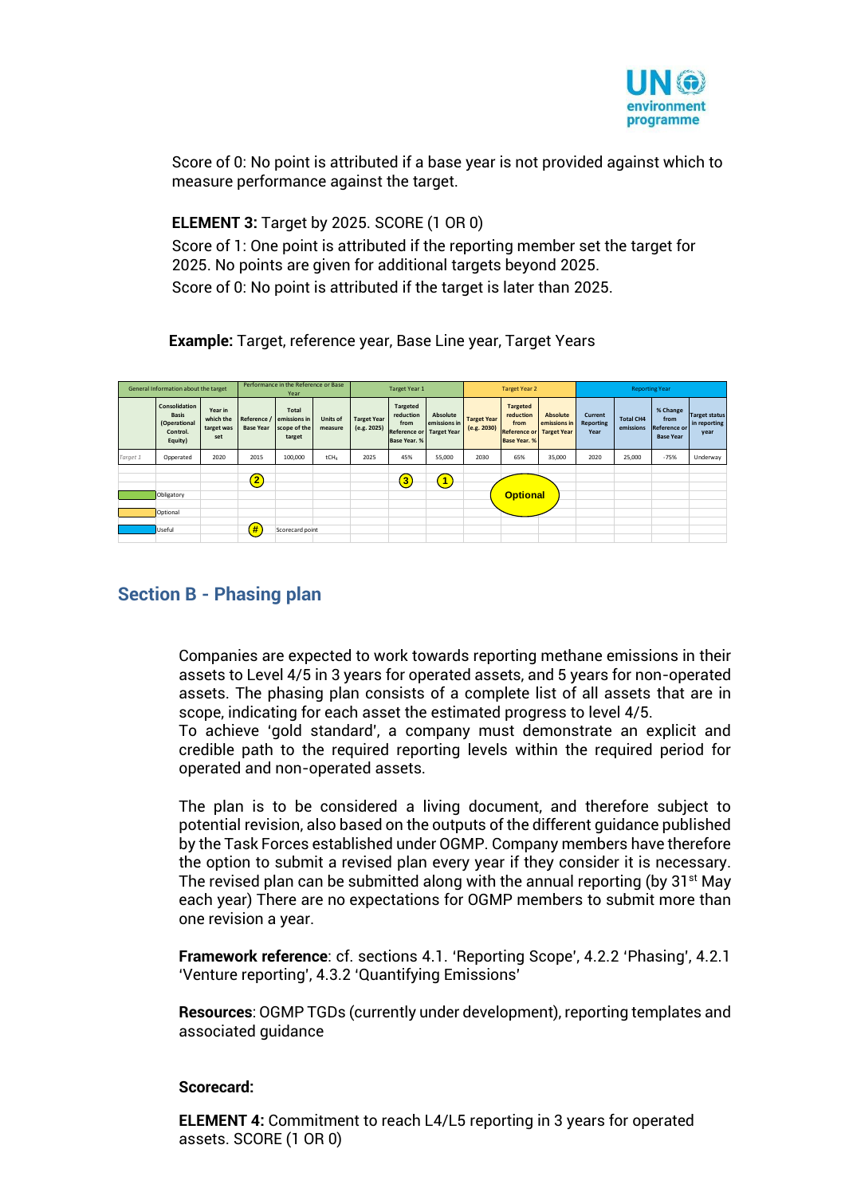Score of 0: No point is attributed if a base year is not provided against which to measure performance against the target.

**ELEMENT 3:** Target by 2025. SCORE (1 OR 0)

Score of 1: One point is attributed if the reporting member set the target for 2025. No points are given for additional targets beyond 2025.

Score of 0: No point is attributed if the target is later than 2025.

**Example:** Target, reference year, Base Line year, Target Years

| General Information about the target | | | Performance in the Reference or Base Year | | | Target Year 1 | | | Target Year 2 | | | Reporting Year | | | |
|---|---|---|---|---|---|---|---|---|---|---|---|---|---|---|---|
| | Consolidation Basis (Operational Control. Equity) | Year in which the target was set | Reference / Base Year | Total emissions in scope of the target | Units of measure | Target Year (e.g. 2025) | Targeted reduction from Reference or Base Year. % | Absolute emissions in Target Year | Target Year (e.g. 2030) | Targeted reduction from Reference or Base Year. % | Absolute emissions in Target Year | Current Reporting Year | Total CH4 emissions | % Change from Reference or Base Year | Target status in reporting year |
| *Target 1* | Opperated | 2020 | 2015 | 100,000 | $tCH_4$ | 2025 | 45% | 55,000 | 2030 | 65% | 35,000 | 2020 | 25,000 | -75% | Underway |
| | | | 2 | | | | 3 | 1 | | Optional | | | | | |
| Obligatory | | | | | | | | | | | | | | | |
| Optional | | | | | | | | | | | | | | | |
| Useful | | | # | Scorecard point | | | | | | | | | | | |

## Section B - Phasing plan

Companies are expected to work towards reporting methane emissions in their assets to Level 4/5 in 3 years for operated assets, and 5 years for non-operated assets. The phasing plan consists of a complete list of all assets that are in scope, indicating for each asset the estimated progress to level 4/5.

To achieve 'gold standard', a company must demonstrate an explicit and credible path to the required reporting levels within the required period for operated and non-operated assets.

The plan is to be considered a living document, and therefore subject to potential revision, also based on the outputs of the different guidance published by the Task Forces established under OGMP. Company members have therefore the option to submit a revised plan every year if they consider it is necessary. The revised plan can be submitted along with the annual reporting (by 31st May each year) There are no expectations for OGMP members to submit more than one revision a year.

**Framework reference**: cf. sections 4.1. 'Reporting Scope', 4.2.2 'Phasing', 4.2.1 'Venture reporting', 4.3.2 'Quantifying Emissions'

**Resources**: OGMP TGDs (currently under development), reporting templates and associated guidance

**Scorecard:**

**ELEMENT 4:** Commitment to reach L4/L5 reporting in 3 years for operated assets. SCORE (1 OR 0)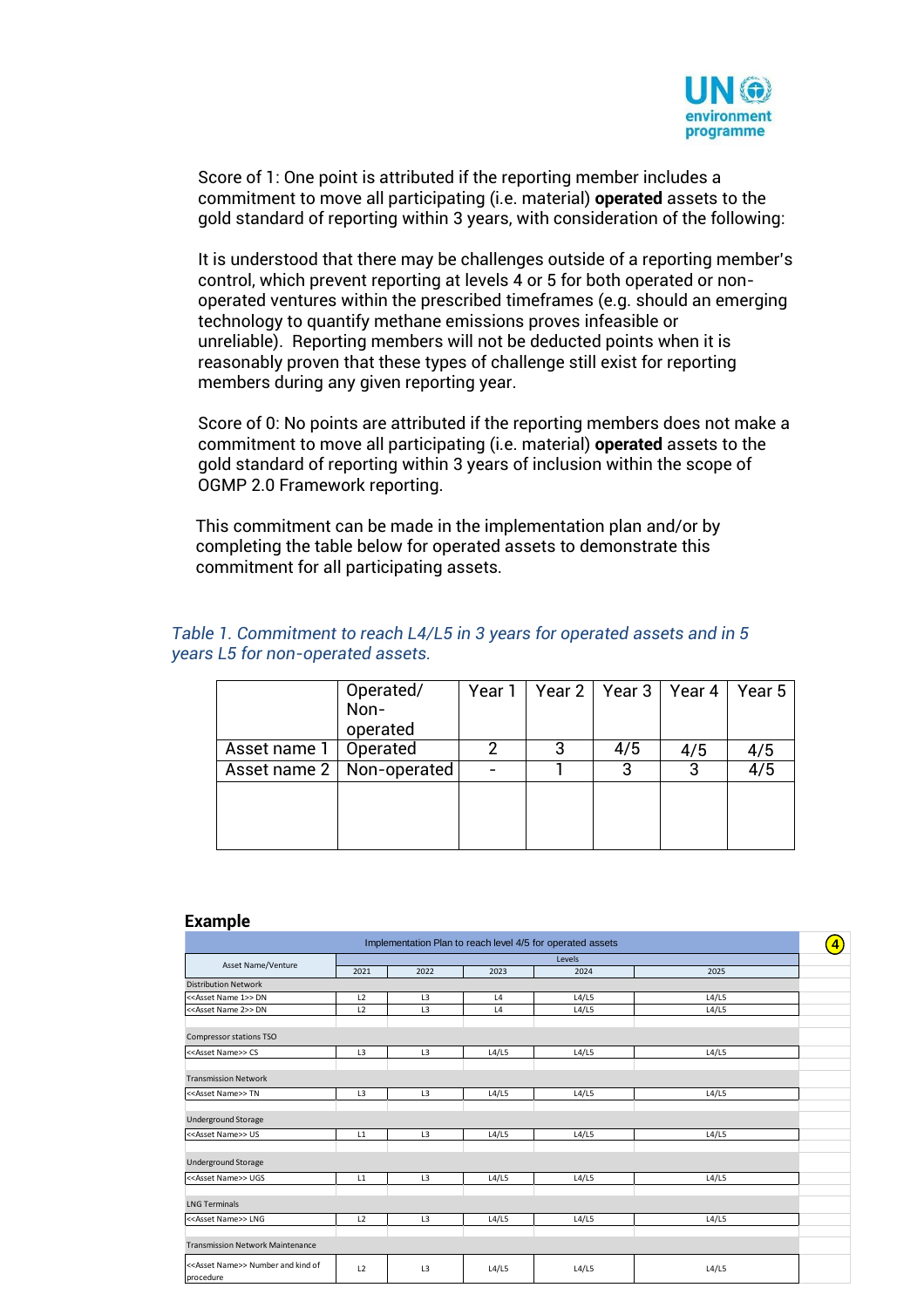Score of 1: One point is attributed if the reporting member includes a commitment to move all participating (i.e. material) **operated** assets to the gold standard of reporting within 3 years, with consideration of the following:

It is understood that there may be challenges outside of a reporting member's control, which prevent reporting at levels 4 or 5 for both operated or non-operated ventures within the prescribed timeframes (e.g. should an emerging technology to quantify methane emissions proves infeasible or unreliable). Reporting members will not be deducted points when it is reasonably proven that these types of challenge still exist for reporting members during any given reporting year.

Score of 0: No points are attributed if the reporting members does not make a commitment to move all participating (i.e. material) **operated** assets to the gold standard of reporting within 3 years of inclusion within the scope of OGMP 2.0 Framework reporting.

This commitment can be made in the implementation plan and/or by completing the table below for operated assets to demonstrate this commitment for all participating assets.

*Table 1. Commitment to reach L4/L5 in 3 years for operated assets and in 5 years L5 for non-operated assets.*

| | Operated/ Non-operated | Year 1 | Year 2 | Year 3 | Year 4 | Year 5 |
|---|---|---|---|---|---|---|
| Asset name 1 | Operated | 2 | 3 | 4/5 | 4/5 | 4/5 |
| Asset name 2 | Non-operated | - | 1 | 3 | 3 | 4/5 |
| | | | | | | |

**Example**

| Implementation Plan to reach level 4/5 for operated assets | | | | | |
|---|---|---|---|---|---|
| Asset Name/Venture | Levels | | | | |
| | 2021 | 2022 | 2023 | 2024 | 2025 |
| Distribution Network | | | | | |
| <<Asset Name 1>> DN | L2 | L3 | L4 | L4/L5 | L4/L5 |
| <<Asset Name 2>> DN | L2 | L3 | L4 | L4/L5 | L4/L5 |
| Compressor stations TSO | | | | | |
| <<Asset Name>> CS | L3 | L3 | L4/L5 | L4/L5 | L4/L5 |
| Transmission Network | | | | | |
| <<Asset Name>> TN | L3 | L3 | L4/L5 | L4/L5 | L4/L5 |
| Underground Storage | | | | | |
| <<Asset Name>> US | L1 | L3 | L4/L5 | L4/L5 | L4/L5 |
| Underground Storage | | | | | |
| <<Asset Name>> UGS | L1 | L3 | L4/L5 | L4/L5 | L4/L5 |
| LNG Terminals | | | | | |
| <<Asset Name>> LNG | L2 | L3 | L4/L5 | L4/L5 | L4/L5 |
| Transmission Network Maintenance | | | | | |
| <<Asset Name>> Number and kind of procedure | L2 | L3 | L4/L5 | L4/L5 | L4/L5 |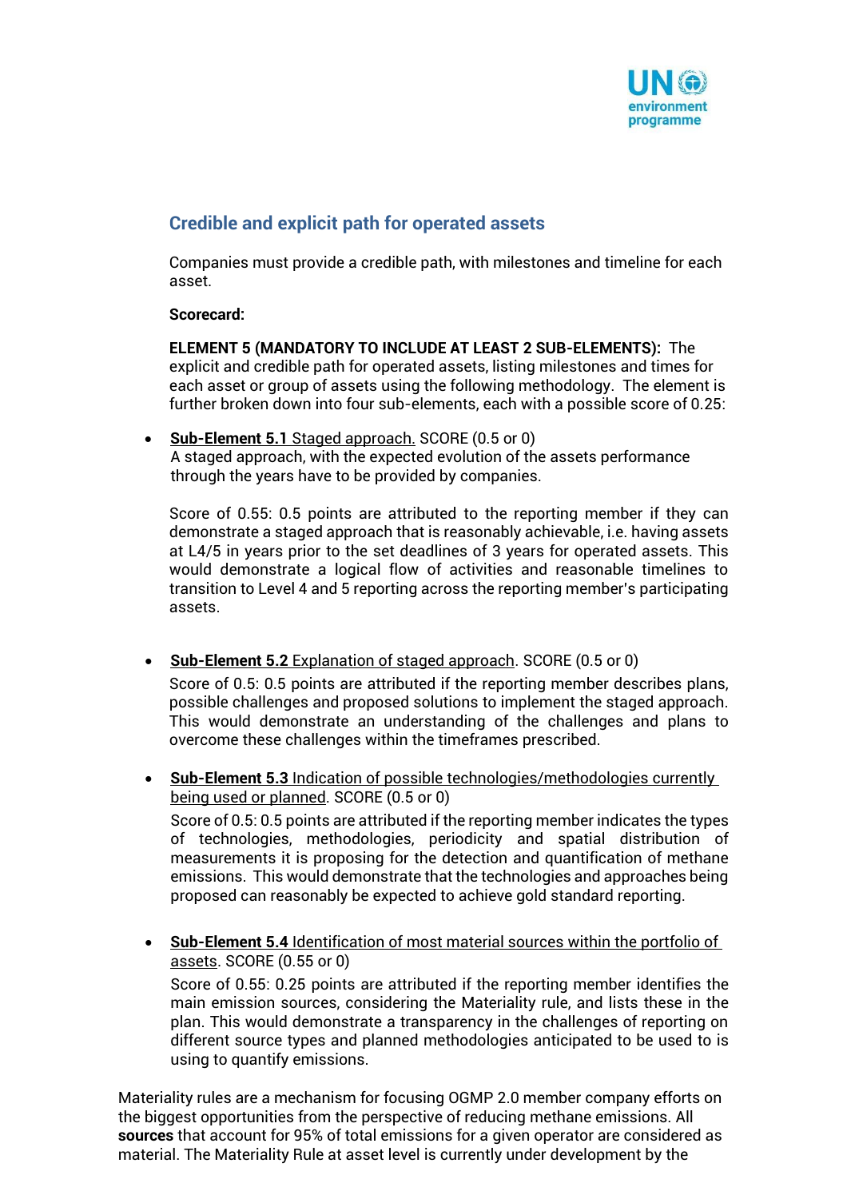## Credible and explicit path for operated assets

Companies must provide a credible path, with milestones and timeline for each asset.

**Scorecard:**

**ELEMENT 5 (MANDATORY TO INCLUDE AT LEAST 2 SUB-ELEMENTS):** The explicit and credible path for operated assets, listing milestones and times for each asset or group of assets using the following methodology. The element is further broken down into four sub-elements, each with a possible score of 0.25:

- **Sub-Element 5.1** Staged approach. SCORE (0.5 or 0)
  A staged approach, with the expected evolution of the assets performance through the years have to be provided by companies.

  Score of 0.55: 0.5 points are attributed to the reporting member if they can demonstrate a staged approach that is reasonably achievable, i.e. having assets at L4/5 in years prior to the set deadlines of 3 years for operated assets. This would demonstrate a logical flow of activities and reasonable timelines to transition to Level 4 and 5 reporting across the reporting member's participating assets.

- **Sub-Element 5.2** Explanation of staged approach. SCORE (0.5 or 0)
  Score of 0.5: 0.5 points are attributed if the reporting member describes plans, possible challenges and proposed solutions to implement the staged approach. This would demonstrate an understanding of the challenges and plans to overcome these challenges within the timeframes prescribed.

- **Sub-Element 5.3** Indication of possible technologies/methodologies currently being used or planned. SCORE (0.5 or 0)
  Score of 0.5: 0.5 points are attributed if the reporting member indicates the types of technologies, methodologies, periodicity and spatial distribution of measurements it is proposing for the detection and quantification of methane emissions. This would demonstrate that the technologies and approaches being proposed can reasonably be expected to achieve gold standard reporting.

- **Sub-Element 5.4** Identification of most material sources within the portfolio of assets. SCORE (0.55 or 0)
  Score of 0.55: 0.25 points are attributed if the reporting member identifies the main emission sources, considering the Materiality rule, and lists these in the plan. This would demonstrate a transparency in the challenges of reporting on different source types and planned methodologies anticipated to be used to is using to quantify emissions.

Materiality rules are a mechanism for focusing OGMP 2.0 member company efforts on the biggest opportunities from the perspective of reducing methane emissions. All **sources** that account for 95% of total emissions for a given operator are considered as material. The Materiality Rule at asset level is currently under development by the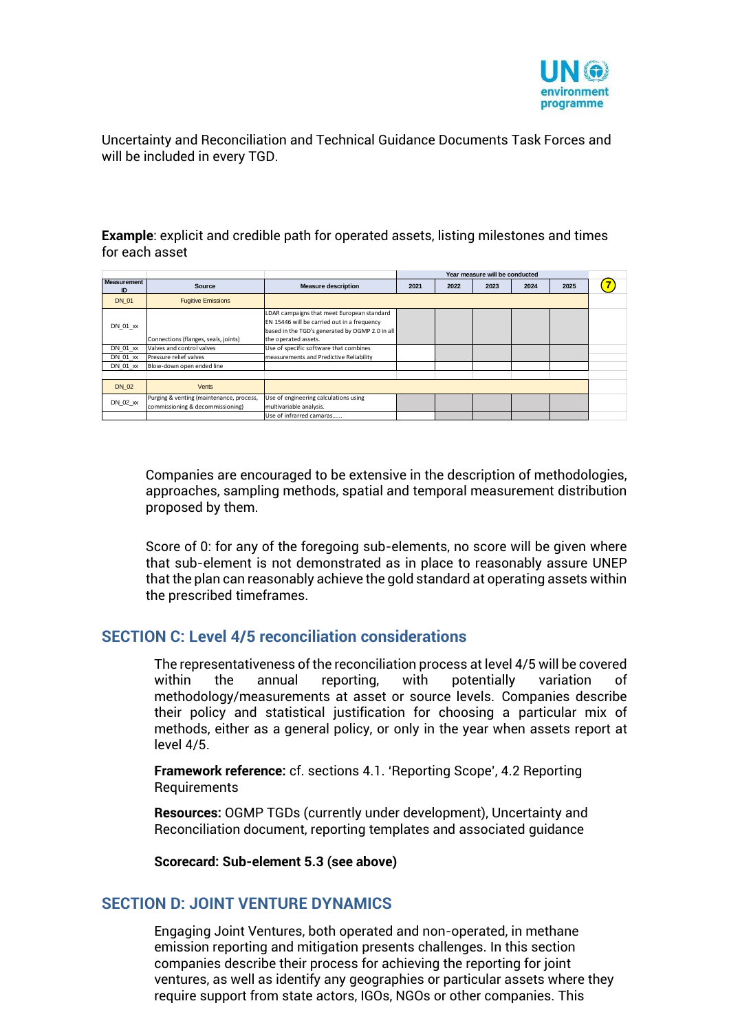Uncertainty and Reconciliation and Technical Guidance Documents Task Forces and will be included in every TGD.

**Example**: explicit and credible path for operated assets, listing milestones and times for each asset

| Measurement ID | Source | Measure description | Year measure will be conducted | | | | | 7 |
|---|---|---|---|---|---|---|---|---|
| | | | 2021 | 2022 | 2023 | 2024 | 2025 | |
| DN_01 | Fugitive Emissions | | | | | | | |
| DN_01_xx | Connections (flanges, seals, joints) | LDAR campaigns that meet European standard EN 15446 will be carried out in a frequency based in the TGD's generated by OGMP 2.0 in all the operated assets. | | | | | | |
| DN_01_xx | Valves and control valves | Use of specific software that combines | | | | | | |
| DN_01_xx | Pressure relief valves | measurements and Predictive Reliability | | | | | | |
| DN_01_xx | Blow-down open ended line | | | | | | | |
| | | | | | | | | |
| DN_02 | Vents | | | | | | | |
| DN_02_xx | Purging & venting (maintenance, process, commissioning & decommissioning) | Use of engineering calculations using multivariable analysis. | | | | | | |
| | | Use of infrarred camaras…… | | | | | | |

Companies are encouraged to be extensive in the description of methodologies, approaches, sampling methods, spatial and temporal measurement distribution proposed by them.

Score of 0: for any of the foregoing sub-elements, no score will be given where that sub-element is not demonstrated as in place to reasonably assure UNEP that the plan can reasonably achieve the gold standard at operating assets within the prescribed timeframes.

## SECTION C: Level 4/5 reconciliation considerations

The representativeness of the reconciliation process at level 4/5 will be covered within the annual reporting, with potentially variation of methodology/measurements at asset or source levels. Companies describe their policy and statistical justification for choosing a particular mix of methods, either as a general policy, or only in the year when assets report at level 4/5.

**Framework reference:** cf. sections 4.1. 'Reporting Scope', 4.2 Reporting Requirements

**Resources:** OGMP TGDs (currently under development), Uncertainty and Reconciliation document, reporting templates and associated guidance

**Scorecard: Sub-element 5.3 (see above)**

## SECTION D: JOINT VENTURE DYNAMICS

Engaging Joint Ventures, both operated and non-operated, in methane emission reporting and mitigation presents challenges. In this section companies describe their process for achieving the reporting for joint ventures, as well as identify any geographies or particular assets where they require support from state actors, IGOs, NGOs or other companies. This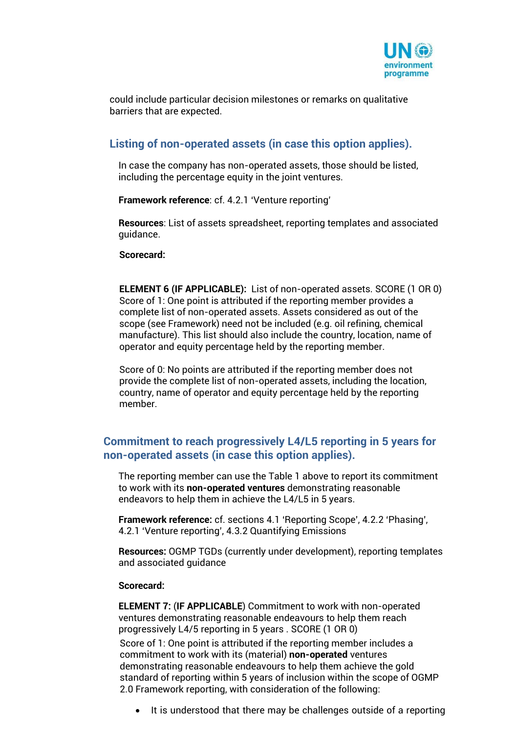could include particular decision milestones or remarks on qualitative barriers that are expected.

## Listing of non-operated assets (in case this option applies).

In case the company has non-operated assets, those should be listed, including the percentage equity in the joint ventures.

**Framework reference**: cf. 4.2.1 'Venture reporting'

**Resources**: List of assets spreadsheet, reporting templates and associated guidance.

**Scorecard:**

**ELEMENT 6 (IF APPLICABLE):** List of non-operated assets. SCORE (1 OR 0)
Score of 1: One point is attributed if the reporting member provides a complete list of non-operated assets. Assets considered as out of the scope (see Framework) need not be included (e.g. oil refining, chemical manufacture). This list should also include the country, location, name of operator and equity percentage held by the reporting member.

Score of 0: No points are attributed if the reporting member does not provide the complete list of non-operated assets, including the location, country, name of operator and equity percentage held by the reporting member.

## Commitment to reach progressively L4/L5 reporting in 5 years for non-operated assets (in case this option applies).

The reporting member can use the Table 1 above to report its commitment to work with its **non-operated ventures** demonstrating reasonable endeavors to help them in achieve the L4/L5 in 5 years.

**Framework reference:** cf. sections 4.1 'Reporting Scope', 4.2.2 'Phasing', 4.2.1 'Venture reporting', 4.3.2 Quantifying Emissions

**Resources:** OGMP TGDs (currently under development), reporting templates and associated guidance

**Scorecard:**

**ELEMENT 7:** (**IF APPLICABLE**) Commitment to work with non-operated ventures demonstrating reasonable endeavours to help them reach progressively L4/5 reporting in 5 years . SCORE (1 OR 0)
Score of 1: One point is attributed if the reporting member includes a commitment to work with its (material) **non-operated** ventures demonstrating reasonable endeavours to help them achieve the gold standard of reporting within 5 years of inclusion within the scope of OGMP 2.0 Framework reporting, with consideration of the following:

- It is understood that there may be challenges outside of a reporting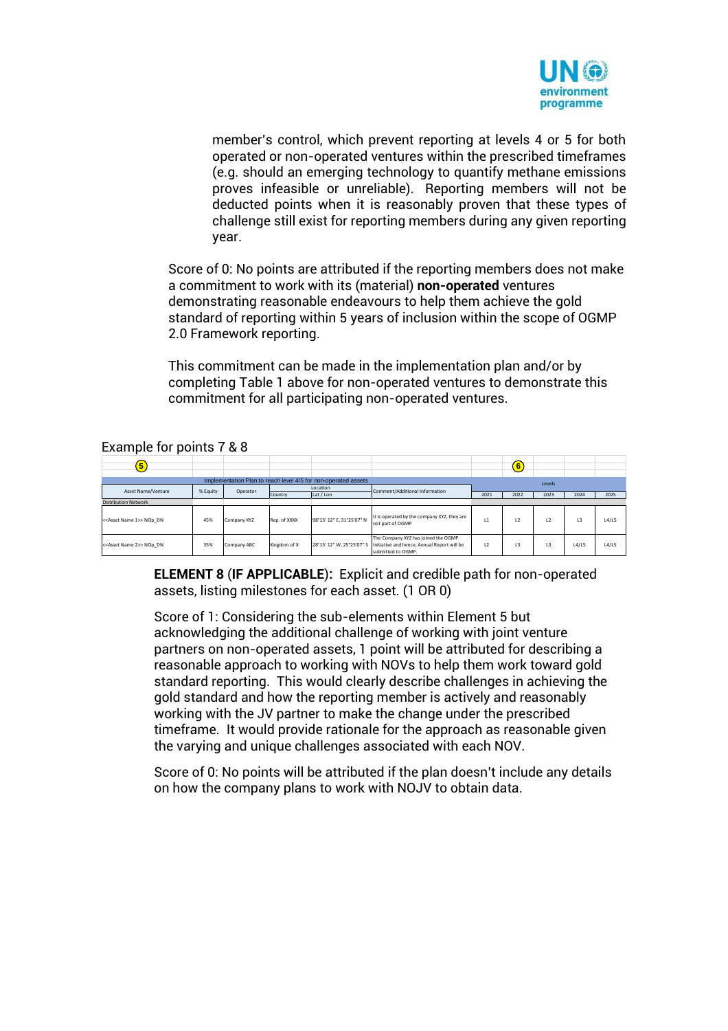member's control, which prevent reporting at levels 4 or 5 for both operated or non-operated ventures within the prescribed timeframes (e.g. should an emerging technology to quantify methane emissions proves infeasible or unreliable). Reporting members will not be deducted points when it is reasonably proven that these types of challenge still exist for reporting members during any given reporting year.

Score of 0: No points are attributed if the reporting members does not make a commitment to work with its (material) **non-operated** ventures demonstrating reasonable endeavours to help them achieve the gold standard of reporting within 5 years of inclusion within the scope of OGMP 2.0 Framework reporting.

This commitment can be made in the implementation plan and/or by completing Table 1 above for non-operated ventures to demonstrate this commitment for all participating non-operated ventures.

Example for points 7 & 8

| 5 | | | | | | | 6 | | | |
|---|---|---|---|---|---|---|---|---|---|---|
| Implementation Plan to reach level 4/5 for non-operated assets | | | | | | Levels | | | | |
| Asset Name/Venture | % Equity | Operator | Location | | Comment/Additional Information | | | | | |
| | | | Country | Lat / Lon | | 2021 | 2022 | 2023 | 2024 | 2025 |
| Distribution Network | | | | | | | | | | |
| <<Asset Name 1>> NOp_DN | 45% | Company XYZ | Rep. of XXXX | 98°13' 12" E, 31°25'07" N | It is operated by the company XYZ, they are not part of OGMP | L1 | L2 | L2 | L3 | L4/L5 |
| <<Asset Name 2>> NOp_DN | 35% | Company ABC | Kingdom of X | 28°13' 12" W, 25°25'07" S | The Company XYZ has joined the OGMP Initiative and hence, Annual Report will be submitted to OGMP. | L2 | L3 | L3 | L4/L5 | L4/L5 |

**ELEMENT 8** (**IF APPLICABLE**)**:** Explicit and credible path for non-operated assets, listing milestones for each asset. (1 OR 0)

Score of 1: Considering the sub-elements within Element 5 but acknowledging the additional challenge of working with joint venture partners on non-operated assets, 1 point will be attributed for describing a reasonable approach to working with NOVs to help them work toward gold standard reporting. This would clearly describe challenges in achieving the gold standard and how the reporting member is actively and reasonably working with the JV partner to make the change under the prescribed timeframe. It would provide rationale for the approach as reasonable given the varying and unique challenges associated with each NOV.

Score of 0: No points will be attributed if the plan doesn't include any details on how the company plans to work with NOJV to obtain data.